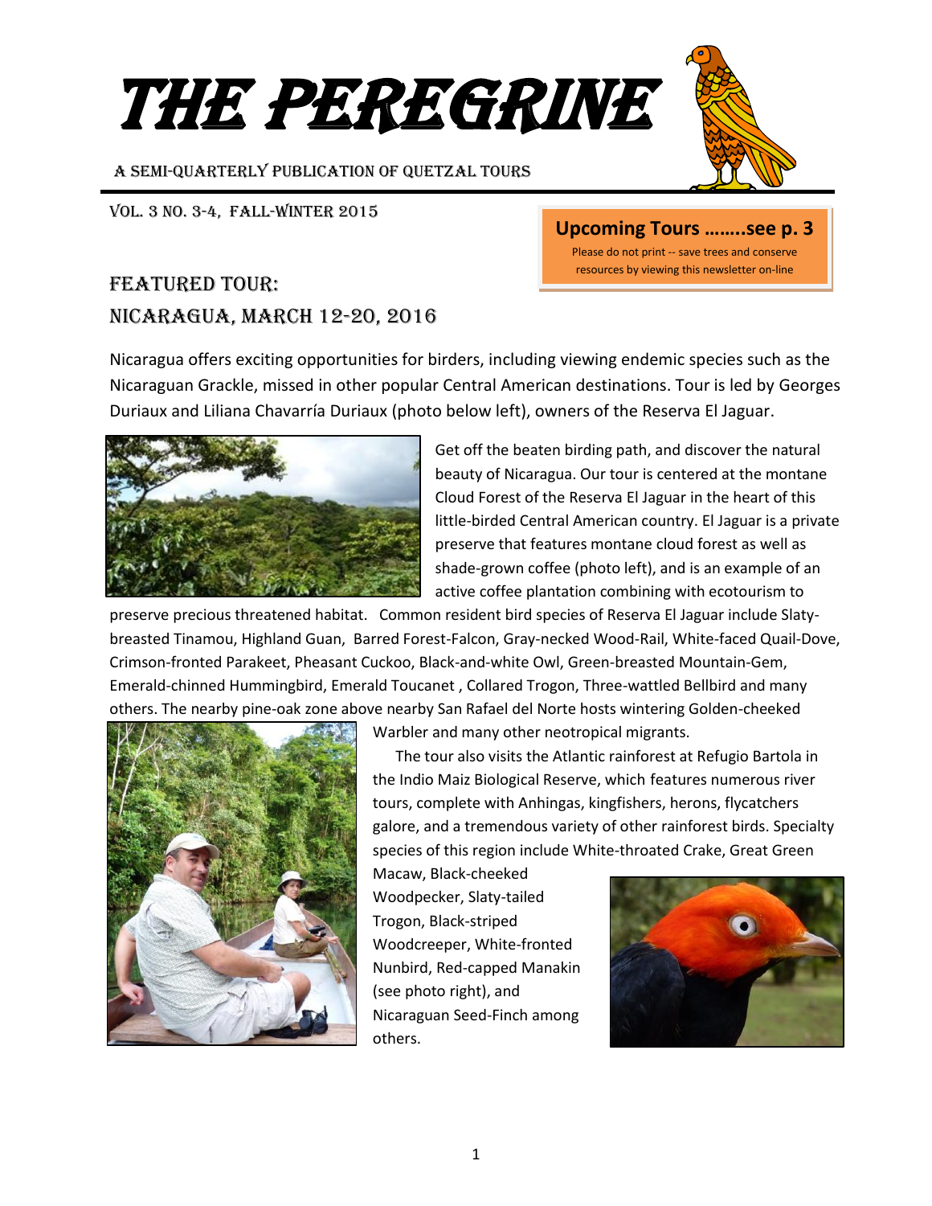# THE PEREGRINE

A SEMI-QUARTERLY PUBLICATION OF QUETZAL TOURS

VOL. 3 NO. 3-4, FALL-WINTER 2015

**Upcoming Tours ……..see p. 3**

Please do not print -- save trees and conserve resources by viewing this newsletter on-line

## FEATURED TOUR: NICARAGUA, MARCH 12-20, 2016

Nicaragua offers exciting opportunities for birders, including viewing endemic species such as the Nicaraguan Grackle, missed in other popular Central American destinations. Tour is led by Georges Duriaux and Liliana Chavarría Duriaux (photo below left), owners of the Reserva El Jaguar.

Get off the beaten birding path, and discover the natural beauty of Nicaragua. Our tour is centered at the montane Cloud Forest of the Reserva El Jaguar in the heart of this little-birded Central American country. El Jaguar is a private preserve that features montane cloud forest as well as shade-grown coffee (photo left), and is an example of an active coffee plantation combining with ecotourism to preserve precious threatened habitat. Common resident bird species of Reserva El Jaguar include Slaty-breasted Tinamou, Highland Guan, Barred Forest-Falcon, Gray-necked Wood-Rail, White-faced Quail-Dove, Crimson-fronted Parakeet, Pheasant Cuckoo, Black-and-white Owl, Green-breasted Mountain-Gem, Emerald-chinned Hummingbird, Emerald Toucanet , Collared Trogon, Three-wattled Bellbird and many others. The nearby pine-oak zone above nearby San Rafael del Norte hosts wintering Golden-cheeked Warbler and many other neotropical migrants.

The tour also visits the Atlantic rainforest at Refugio Bartola in the Indio Maiz Biological Reserve, which features numerous river tours, complete with Anhingas, kingfishers, herons, flycatchers galore, and a tremendous variety of other rainforest birds. Specialty species of this region include White-throated Crake, Great Green Macaw, Black-cheeked Woodpecker, Slaty-tailed Trogon, Black-striped Woodcreeper, White-fronted Nunbird, Red-capped Manakin (see photo right), and Nicaraguan Seed-Finch among others.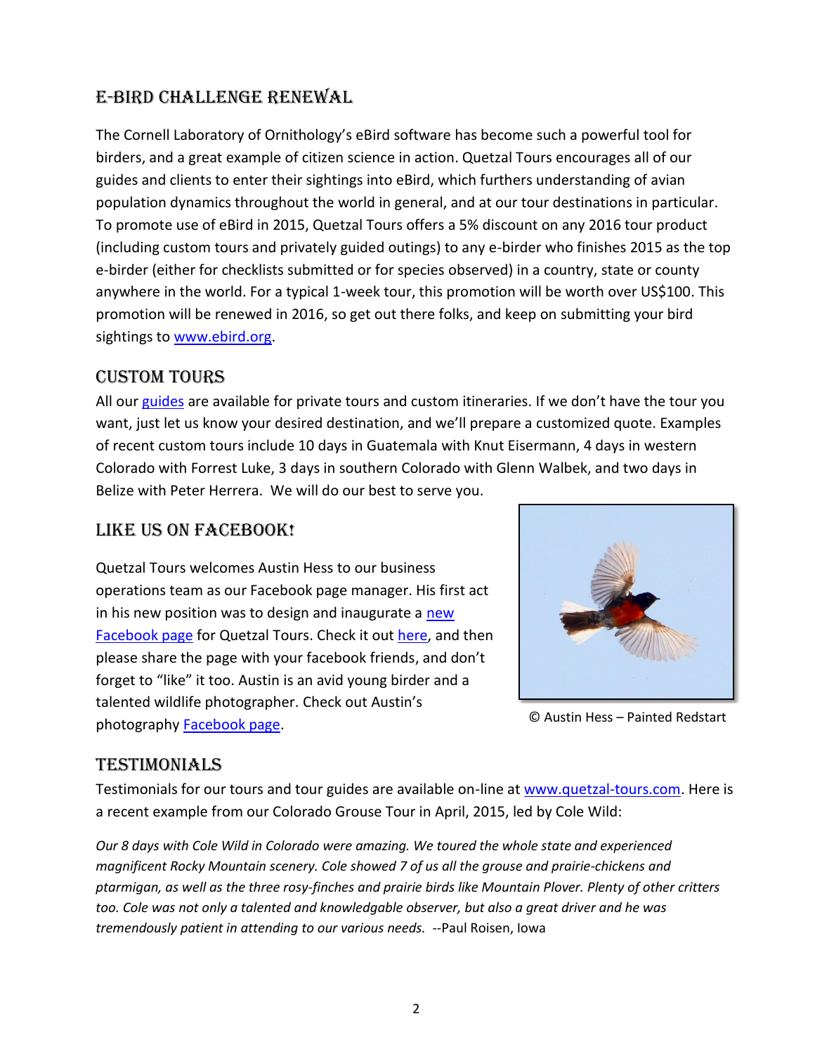## E-BIRD CHALLENGE RENEWAL

The Cornell Laboratory of Ornithology's eBird software has become such a powerful tool for birders, and a great example of citizen science in action. Quetzal Tours encourages all of our guides and clients to enter their sightings into eBird, which furthers understanding of avian population dynamics throughout the world in general, and at our tour destinations in particular. To promote use of eBird in 2015, Quetzal Tours offers a 5% discount on any 2016 tour product (including custom tours and privately guided outings) to any e-birder who finishes 2015 as the top e-birder (either for checklists submitted or for species observed) in a country, state or county anywhere in the world. For a typical 1-week tour, this promotion will be worth over US$100. This promotion will be renewed in 2016, so get out there folks, and keep on submitting your bird sightings to www.ebird.org.

## CUSTOM TOURS

All our guides are available for private tours and custom itineraries. If we don't have the tour you want, just let us know your desired destination, and we'll prepare a customized quote. Examples of recent custom tours include 10 days in Guatemala with Knut Eisermann, 4 days in western Colorado with Forrest Luke, 3 days in southern Colorado with Glenn Walbek, and two days in Belize with Peter Herrera. We will do our best to serve you.

## LIKE US ON FACEBOOK!

Quetzal Tours welcomes Austin Hess to our business operations team as our Facebook page manager. His first act in his new position was to design and inaugurate a new Facebook page for Quetzal Tours. Check it out here, and then please share the page with your facebook friends, and don't forget to "like" it too. Austin is an avid young birder and a talented wildlife photographer. Check out Austin's photography Facebook page.

© Austin Hess – Painted Redstart

## TESTIMONIALS

Testimonials for our tours and tour guides are available on-line at www.quetzal-tours.com. Here is a recent example from our Colorado Grouse Tour in April, 2015, led by Cole Wild:

*Our 8 days with Cole Wild in Colorado were amazing. We toured the whole state and experienced magnificent Rocky Mountain scenery. Cole showed 7 of us all the grouse and prairie-chickens and ptarmigan, as well as the three rosy-finches and prairie birds like Mountain Plover. Plenty of other critters too. Cole was not only a talented and knowledgable observer, but also a great driver and he was tremendously patient in attending to our various needs.* --Paul Roisen, Iowa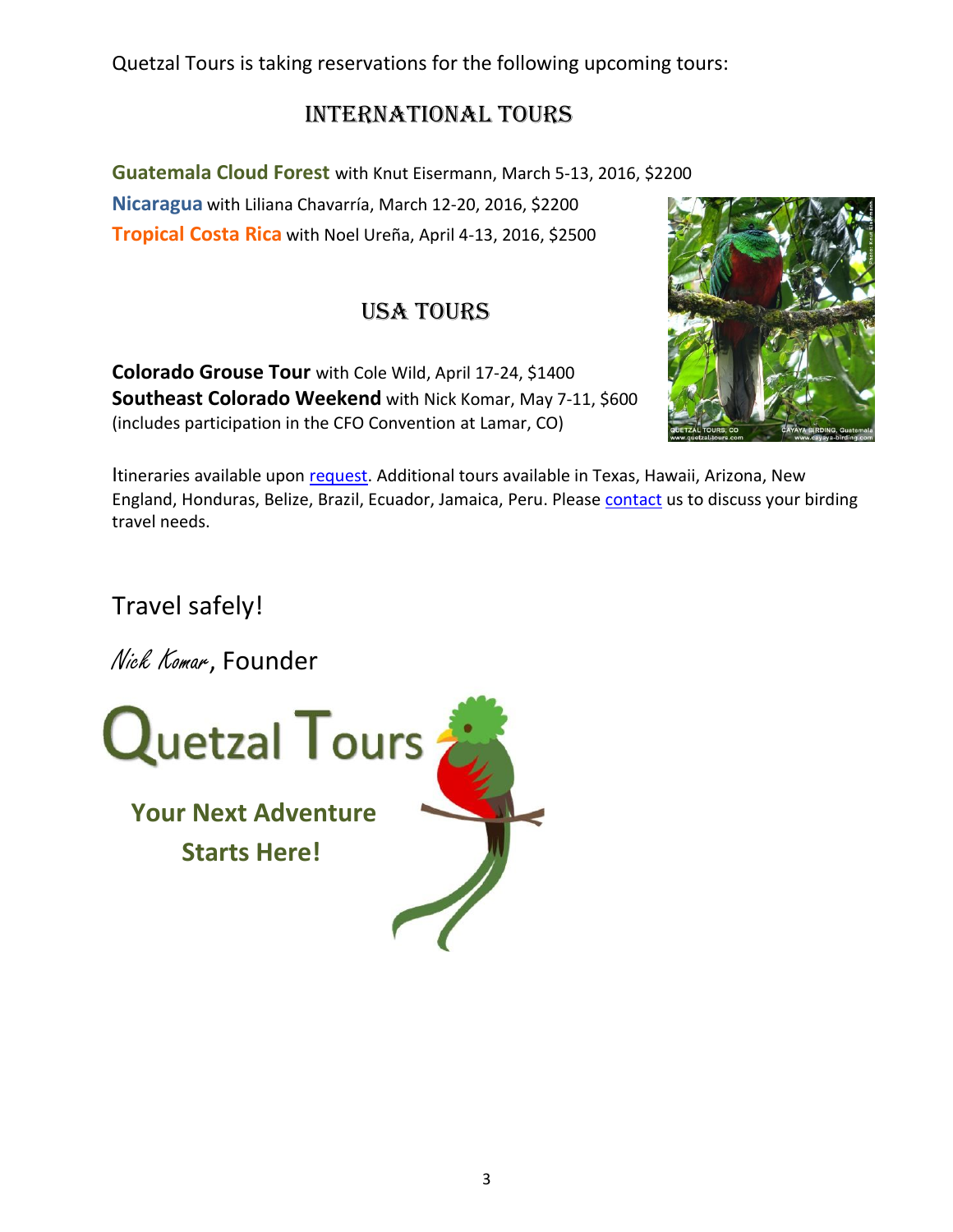Quetzal Tours is taking reservations for the following upcoming tours:

## International Tours

**Guatemala Cloud Forest** with Knut Eisermann, March 5-13, 2016, $2200

**Nicaragua** with Liliana Chavarría, March 12-20, 2016, $2200

**Tropical Costa Rica** with Noel Ureña, April 4-13, 2016, $2500

## USA Tours

**Colorado Grouse Tour** with Cole Wild, April 17-24, $1400

**Southeast Colorado Weekend** with Nick Komar, May 7-11, $600 (includes participation in the CFO Convention at Lamar, CO)

Itineraries available upon request. Additional tours available in Texas, Hawaii, Arizona, New England, Honduras, Belize, Brazil, Ecuador, Jamaica, Peru. Please contact us to discuss your birding travel needs.

Travel safely!

*Nick Komar*, Founder

**Quetzal Tours**

**Your Next Adventure Starts Here!**